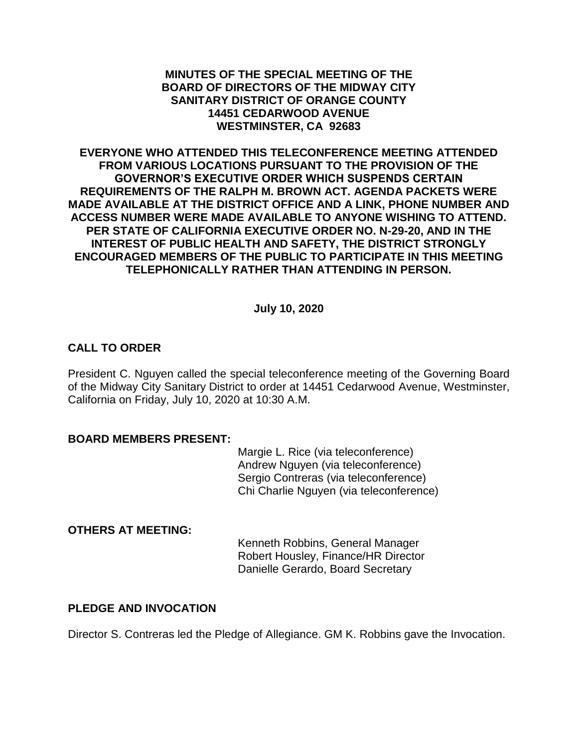**MINUTES OF THE SPECIAL MEETING OF THE BOARD OF DIRECTORS OF THE MIDWAY CITY SANITARY DISTRICT OF ORANGE COUNTY 14451 CEDARWOOD AVENUE WESTMINSTER, CA 92683**

**EVERYONE WHO ATTENDED THIS TELECONFERENCE MEETING ATTENDED FROM VARIOUS LOCATIONS PURSUANT TO THE PROVISION OF THE GOVERNOR'S EXECUTIVE ORDER WHICH SUSPENDS CERTAIN REQUIREMENTS OF THE RALPH M. BROWN ACT. AGENDA PACKETS WERE MADE AVAILABLE AT THE DISTRICT OFFICE AND A LINK, PHONE NUMBER AND ACCESS NUMBER WERE MADE AVAILABLE TO ANYONE WISHING TO ATTEND. PER STATE OF CALIFORNIA EXECUTIVE ORDER NO. N-29-20, AND IN THE INTEREST OF PUBLIC HEALTH AND SAFETY, THE DISTRICT STRONGLY ENCOURAGED MEMBERS OF THE PUBLIC TO PARTICIPATE IN THIS MEETING TELEPHONICALLY RATHER THAN ATTENDING IN PERSON.**

**July 10, 2020**

## CALL TO ORDER

President C. Nguyen called the special teleconference meeting of the Governing Board of the Midway City Sanitary District to order at 14451 Cedarwood Avenue, Westminster, California on Friday, July 10, 2020 at 10:30 A.M.

## BOARD MEMBERS PRESENT:

Margie L. Rice (via teleconference)
Andrew Nguyen (via teleconference)
Sergio Contreras (via teleconference)
Chi Charlie Nguyen (via teleconference)

## OTHERS AT MEETING:

Kenneth Robbins, General Manager
Robert Housley, Finance/HR Director
Danielle Gerardo, Board Secretary

## PLEDGE AND INVOCATION

Director S. Contreras led the Pledge of Allegiance. GM K. Robbins gave the Invocation.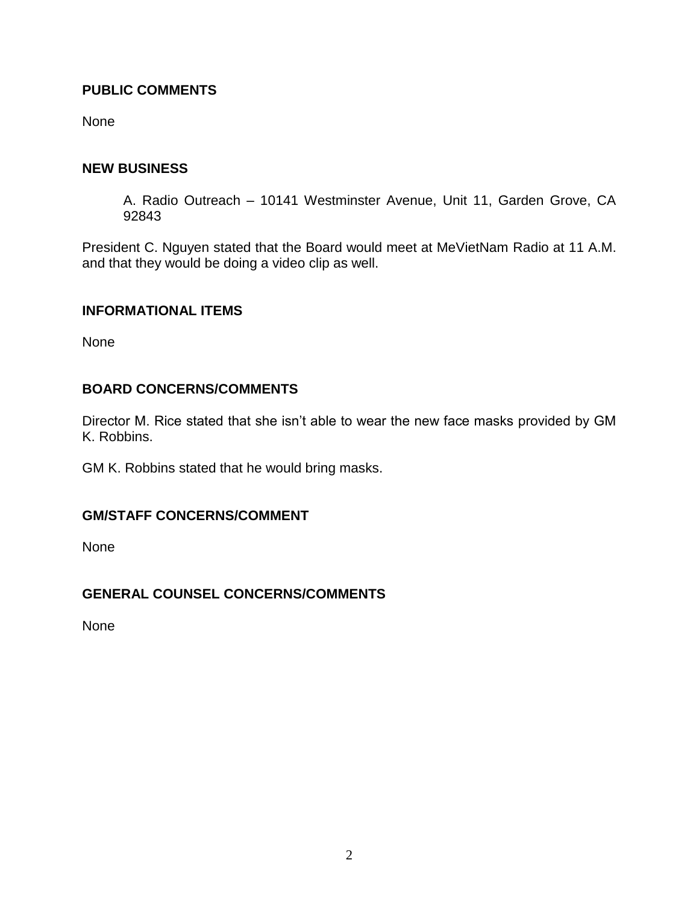## PUBLIC COMMENTS

None

## NEW BUSINESS

A. Radio Outreach – 10141 Westminster Avenue, Unit 11, Garden Grove, CA 92843

President C. Nguyen stated that the Board would meet at MeVietNam Radio at 11 A.M. and that they would be doing a video clip as well.

## INFORMATIONAL ITEMS

None

## BOARD CONCERNS/COMMENTS

Director M. Rice stated that she isn't able to wear the new face masks provided by GM K. Robbins.

GM K. Robbins stated that he would bring masks.

## GM/STAFF CONCERNS/COMMENT

None

## GENERAL COUNSEL CONCERNS/COMMENTS

None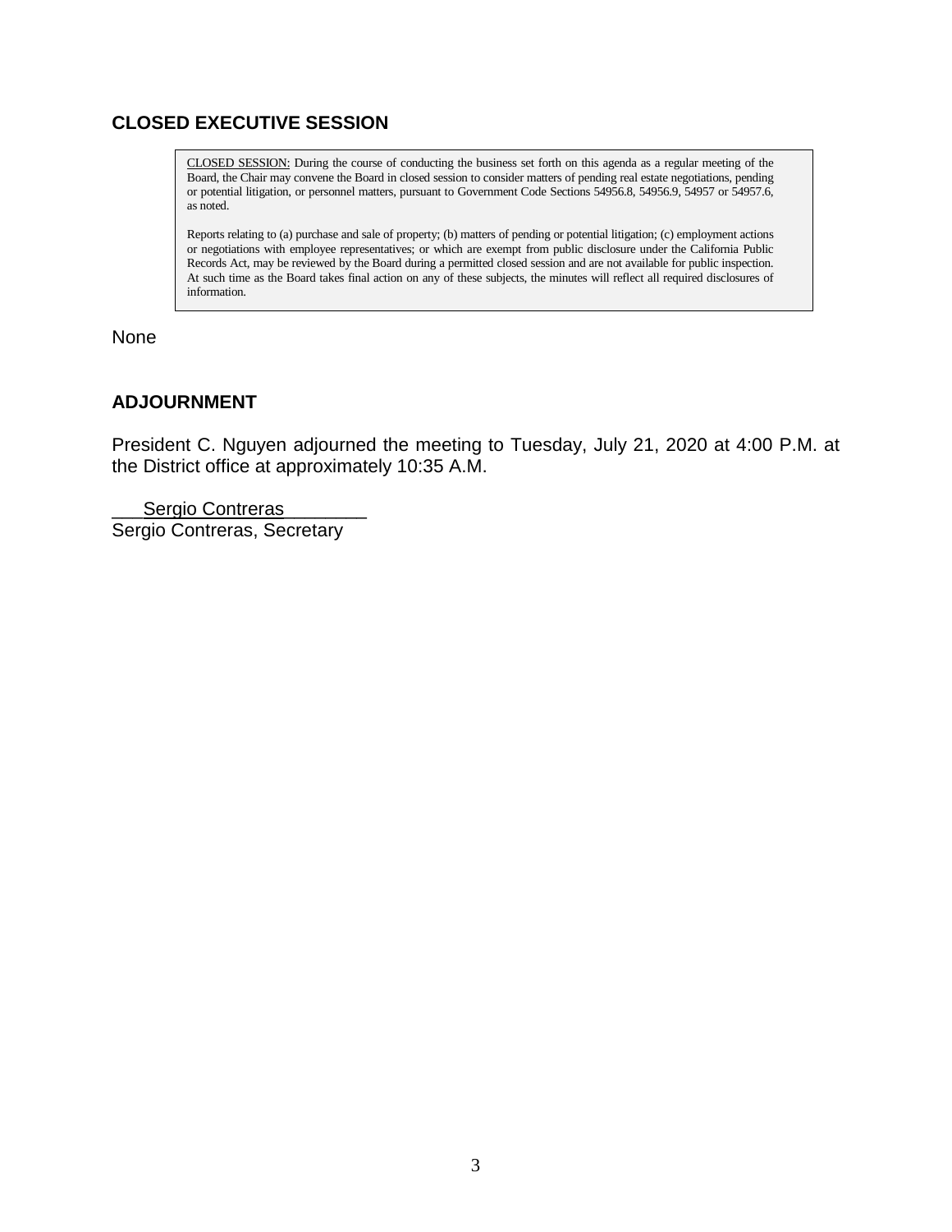## CLOSED EXECUTIVE SESSION

> CLOSED SESSION: During the course of conducting the business set forth on this agenda as a regular meeting of the Board, the Chair may convene the Board in closed session to consider matters of pending real estate negotiations, pending or potential litigation, or personnel matters, pursuant to Government Code Sections 54956.8, 54956.9, 54957 or 54957.6, as noted.
>
> Reports relating to (a) purchase and sale of property; (b) matters of pending or potential litigation; (c) employment actions or negotiations with employee representatives; or which are exempt from public disclosure under the California Public Records Act, may be reviewed by the Board during a permitted closed session and are not available for public inspection. At such time as the Board takes final action on any of these subjects, the minutes will reflect all required disclosures of information.

None

## ADJOURNMENT

President C. Nguyen adjourned the meeting to Tuesday, July 21, 2020 at 4:00 P.M. at the District office at approximately 10:35 A.M.

___Sergio Contreras________
Sergio Contreras, Secretary